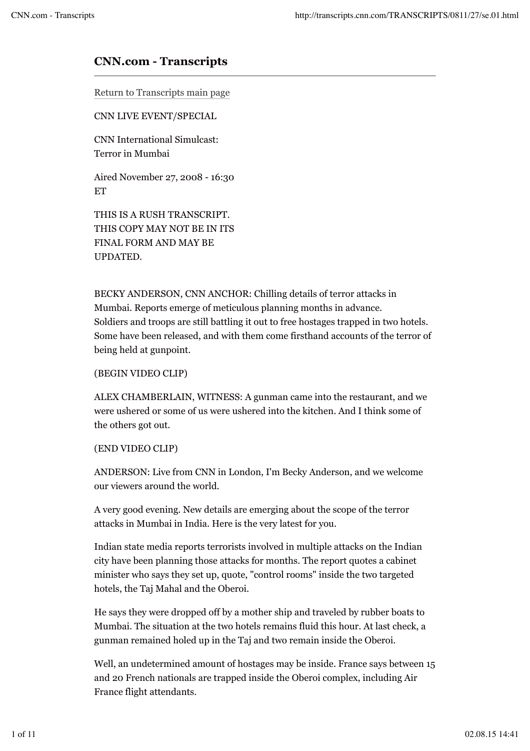# CNN.com - Transcripts

Return to Transcripts main page

CNN LIVE EVENT/SPECIAL

CNN International Simulcast:
Terror in Mumbai

Aired November 27, 2008 - 16:30 ET

THIS IS A RUSH TRANSCRIPT. THIS COPY MAY NOT BE IN ITS FINAL FORM AND MAY BE UPDATED.

BECKY ANDERSON, CNN ANCHOR: Chilling details of terror attacks in Mumbai. Reports emerge of meticulous planning months in advance. Soldiers and troops are still battling it out to free hostages trapped in two hotels. Some have been released, and with them come firsthand accounts of the terror of being held at gunpoint.

(BEGIN VIDEO CLIP)

ALEX CHAMBERLAIN, WITNESS: A gunman came into the restaurant, and we were ushered or some of us were ushered into the kitchen. And I think some of the others got out.

(END VIDEO CLIP)

ANDERSON: Live from CNN in London, I'm Becky Anderson, and we welcome our viewers around the world.

A very good evening. New details are emerging about the scope of the terror attacks in Mumbai in India. Here is the very latest for you.

Indian state media reports terrorists involved in multiple attacks on the Indian city have been planning those attacks for months. The report quotes a cabinet minister who says they set up, quote, "control rooms" inside the two targeted hotels, the Taj Mahal and the Oberoi.

He says they were dropped off by a mother ship and traveled by rubber boats to Mumbai. The situation at the two hotels remains fluid this hour. At last check, a gunman remained holed up in the Taj and two remain inside the Oberoi.

Well, an undetermined amount of hostages may be inside. France says between 15 and 20 French nationals are trapped inside the Oberoi complex, including Air France flight attendants.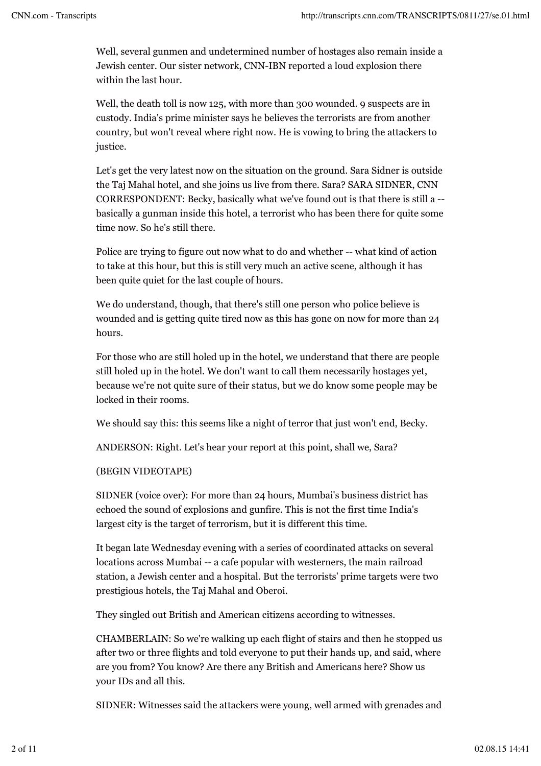Well, several gunmen and undetermined number of hostages also remain inside a Jewish center. Our sister network, CNN-IBN reported a loud explosion there within the last hour.

Well, the death toll is now 125, with more than 300 wounded. 9 suspects are in custody. India's prime minister says he believes the terrorists are from another country, but won't reveal where right now. He is vowing to bring the attackers to justice.

Let's get the very latest now on the situation on the ground. Sara Sidner is outside the Taj Mahal hotel, and she joins us live from there. Sara? SARA SIDNER, CNN CORRESPONDENT: Becky, basically what we've found out is that there is still a -- basically a gunman inside this hotel, a terrorist who has been there for quite some time now. So he's still there.

Police are trying to figure out now what to do and whether -- what kind of action to take at this hour, but this is still very much an active scene, although it has been quite quiet for the last couple of hours.

We do understand, though, that there's still one person who police believe is wounded and is getting quite tired now as this has gone on now for more than 24 hours.

For those who are still holed up in the hotel, we understand that there are people still holed up in the hotel. We don't want to call them necessarily hostages yet, because we're not quite sure of their status, but we do know some people may be locked in their rooms.

We should say this: this seems like a night of terror that just won't end, Becky.

ANDERSON: Right. Let's hear your report at this point, shall we, Sara?

(BEGIN VIDEOTAPE)

SIDNER (voice over): For more than 24 hours, Mumbai's business district has echoed the sound of explosions and gunfire. This is not the first time India's largest city is the target of terrorism, but it is different this time.

It began late Wednesday evening with a series of coordinated attacks on several locations across Mumbai -- a cafe popular with westerners, the main railroad station, a Jewish center and a hospital. But the terrorists' prime targets were two prestigious hotels, the Taj Mahal and Oberoi.

They singled out British and American citizens according to witnesses.

CHAMBERLAIN: So we're walking up each flight of stairs and then he stopped us after two or three flights and told everyone to put their hands up, and said, where are you from? You know? Are there any British and Americans here? Show us your IDs and all this.

SIDNER: Witnesses said the attackers were young, well armed with grenades and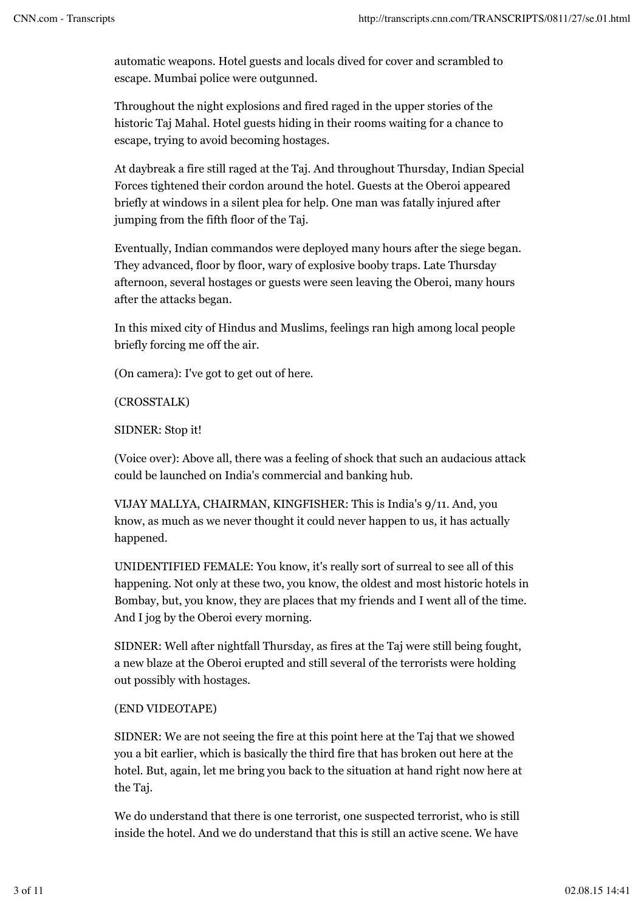automatic weapons. Hotel guests and locals dived for cover and scrambled to escape. Mumbai police were outgunned.

Throughout the night explosions and fired raged in the upper stories of the historic Taj Mahal. Hotel guests hiding in their rooms waiting for a chance to escape, trying to avoid becoming hostages.

At daybreak a fire still raged at the Taj. And throughout Thursday, Indian Special Forces tightened their cordon around the hotel. Guests at the Oberoi appeared briefly at windows in a silent plea for help. One man was fatally injured after jumping from the fifth floor of the Taj.

Eventually, Indian commandos were deployed many hours after the siege began. They advanced, floor by floor, wary of explosive booby traps. Late Thursday afternoon, several hostages or guests were seen leaving the Oberoi, many hours after the attacks began.

In this mixed city of Hindus and Muslims, feelings ran high among local people briefly forcing me off the air.

(On camera): I've got to get out of here.

(CROSSTALK)

SIDNER: Stop it!

(Voice over): Above all, there was a feeling of shock that such an audacious attack could be launched on India's commercial and banking hub.

VIJAY MALLYA, CHAIRMAN, KINGFISHER: This is India's 9/11. And, you know, as much as we never thought it could never happen to us, it has actually happened.

UNIDENTIFIED FEMALE: You know, it's really sort of surreal to see all of this happening. Not only at these two, you know, the oldest and most historic hotels in Bombay, but, you know, they are places that my friends and I went all of the time. And I jog by the Oberoi every morning.

SIDNER: Well after nightfall Thursday, as fires at the Taj were still being fought, a new blaze at the Oberoi erupted and still several of the terrorists were holding out possibly with hostages.

(END VIDEOTAPE)

SIDNER: We are not seeing the fire at this point here at the Taj that we showed you a bit earlier, which is basically the third fire that has broken out here at the hotel. But, again, let me bring you back to the situation at hand right now here at the Taj.

We do understand that there is one terrorist, one suspected terrorist, who is still inside the hotel. And we do understand that this is still an active scene. We have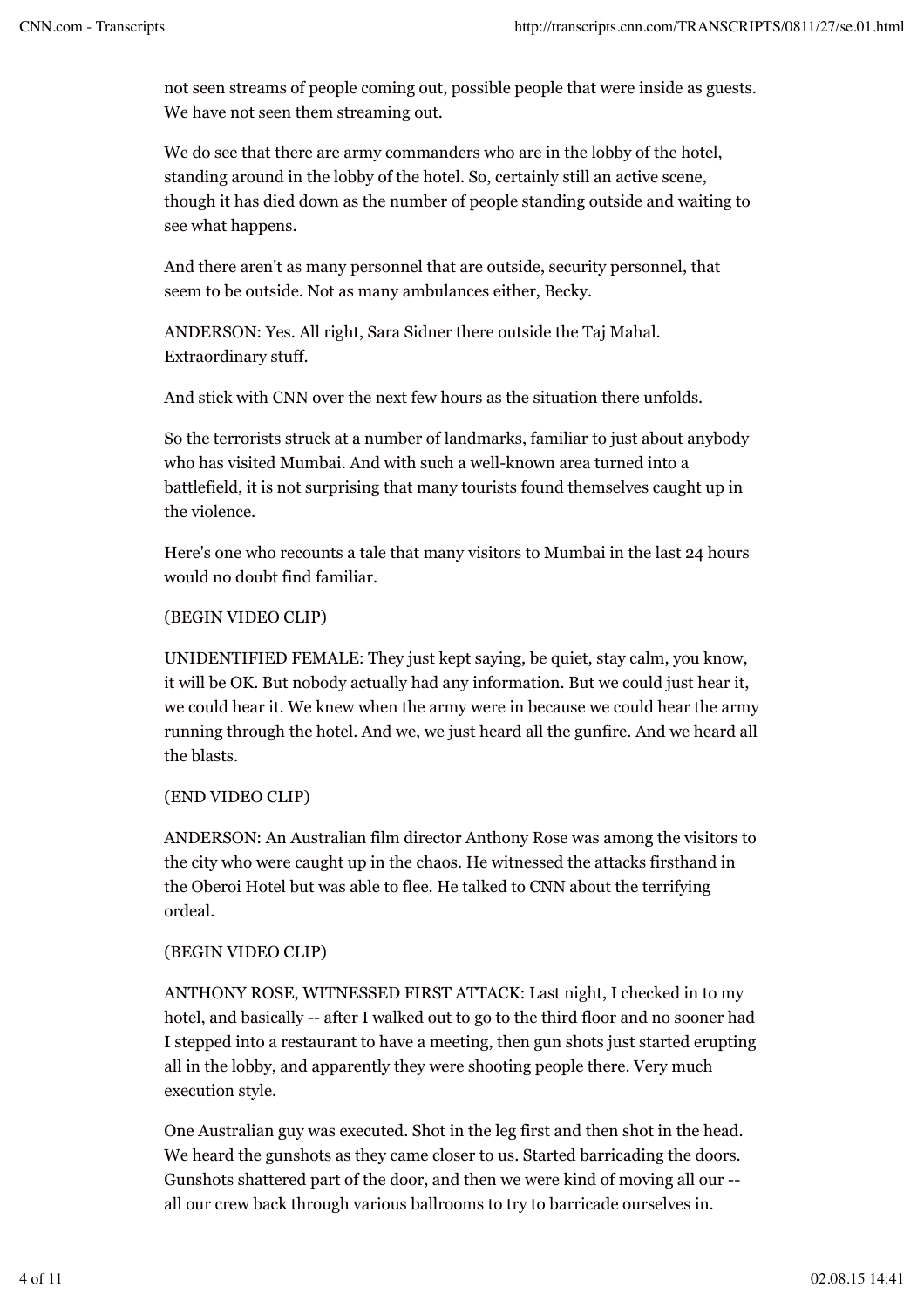not seen streams of people coming out, possible people that were inside as guests. We have not seen them streaming out.

We do see that there are army commanders who are in the lobby of the hotel, standing around in the lobby of the hotel. So, certainly still an active scene, though it has died down as the number of people standing outside and waiting to see what happens.

And there aren't as many personnel that are outside, security personnel, that seem to be outside. Not as many ambulances either, Becky.

ANDERSON: Yes. All right, Sara Sidner there outside the Taj Mahal. Extraordinary stuff.

And stick with CNN over the next few hours as the situation there unfolds.

So the terrorists struck at a number of landmarks, familiar to just about anybody who has visited Mumbai. And with such a well-known area turned into a battlefield, it is not surprising that many tourists found themselves caught up in the violence.

Here's one who recounts a tale that many visitors to Mumbai in the last 24 hours would no doubt find familiar.

(BEGIN VIDEO CLIP)

UNIDENTIFIED FEMALE: They just kept saying, be quiet, stay calm, you know, it will be OK. But nobody actually had any information. But we could just hear it, we could hear it. We knew when the army were in because we could hear the army running through the hotel. And we, we just heard all the gunfire. And we heard all the blasts.

(END VIDEO CLIP)

ANDERSON: An Australian film director Anthony Rose was among the visitors to the city who were caught up in the chaos. He witnessed the attacks firsthand in the Oberoi Hotel but was able to flee. He talked to CNN about the terrifying ordeal.

(BEGIN VIDEO CLIP)

ANTHONY ROSE, WITNESSED FIRST ATTACK: Last night, I checked in to my hotel, and basically -- after I walked out to go to the third floor and no sooner had I stepped into a restaurant to have a meeting, then gun shots just started erupting all in the lobby, and apparently they were shooting people there. Very much execution style.

One Australian guy was executed. Shot in the leg first and then shot in the head. We heard the gunshots as they came closer to us. Started barricading the doors. Gunshots shattered part of the door, and then we were kind of moving all our -- all our crew back through various ballrooms to try to barricade ourselves in.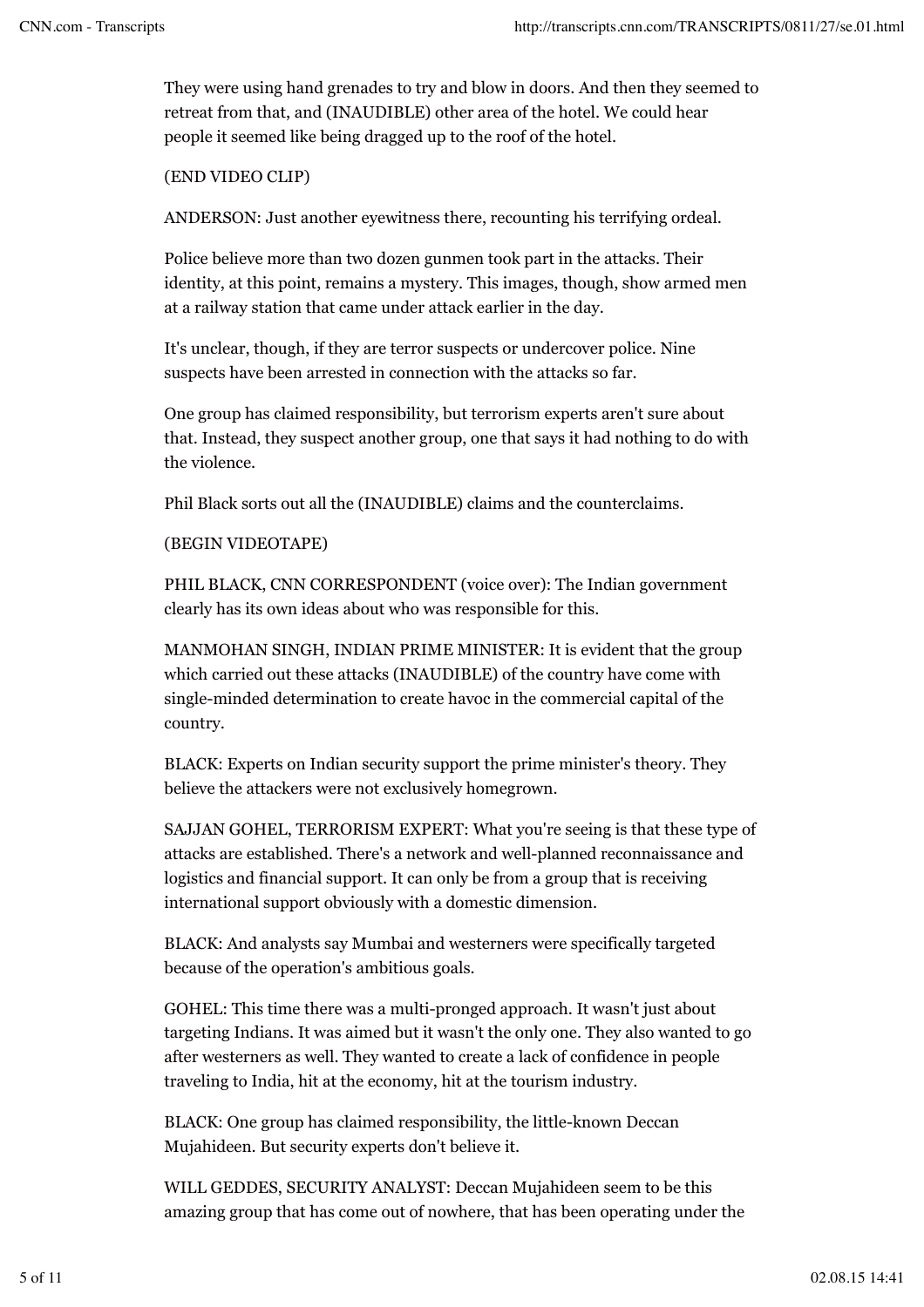They were using hand grenades to try and blow in doors. And then they seemed to retreat from that, and (INAUDIBLE) other area of the hotel. We could hear people it seemed like being dragged up to the roof of the hotel.

(END VIDEO CLIP)

ANDERSON: Just another eyewitness there, recounting his terrifying ordeal.

Police believe more than two dozen gunmen took part in the attacks. Their identity, at this point, remains a mystery. This images, though, show armed men at a railway station that came under attack earlier in the day.

It's unclear, though, if they are terror suspects or undercover police. Nine suspects have been arrested in connection with the attacks so far.

One group has claimed responsibility, but terrorism experts aren't sure about that. Instead, they suspect another group, one that says it had nothing to do with the violence.

Phil Black sorts out all the (INAUDIBLE) claims and the counterclaims.

(BEGIN VIDEOTAPE)

PHIL BLACK, CNN CORRESPONDENT (voice over): The Indian government clearly has its own ideas about who was responsible for this.

MANMOHAN SINGH, INDIAN PRIME MINISTER: It is evident that the group which carried out these attacks (INAUDIBLE) of the country have come with single-minded determination to create havoc in the commercial capital of the country.

BLACK: Experts on Indian security support the prime minister's theory. They believe the attackers were not exclusively homegrown.

SAJJAN GOHEL, TERRORISM EXPERT: What you're seeing is that these type of attacks are established. There's a network and well-planned reconnaissance and logistics and financial support. It can only be from a group that is receiving international support obviously with a domestic dimension.

BLACK: And analysts say Mumbai and westerners were specifically targeted because of the operation's ambitious goals.

GOHEL: This time there was a multi-pronged approach. It wasn't just about targeting Indians. It was aimed but it wasn't the only one. They also wanted to go after westerners as well. They wanted to create a lack of confidence in people traveling to India, hit at the economy, hit at the tourism industry.

BLACK: One group has claimed responsibility, the little-known Deccan Mujahideen. But security experts don't believe it.

WILL GEDDES, SECURITY ANALYST: Deccan Mujahideen seem to be this amazing group that has come out of nowhere, that has been operating under the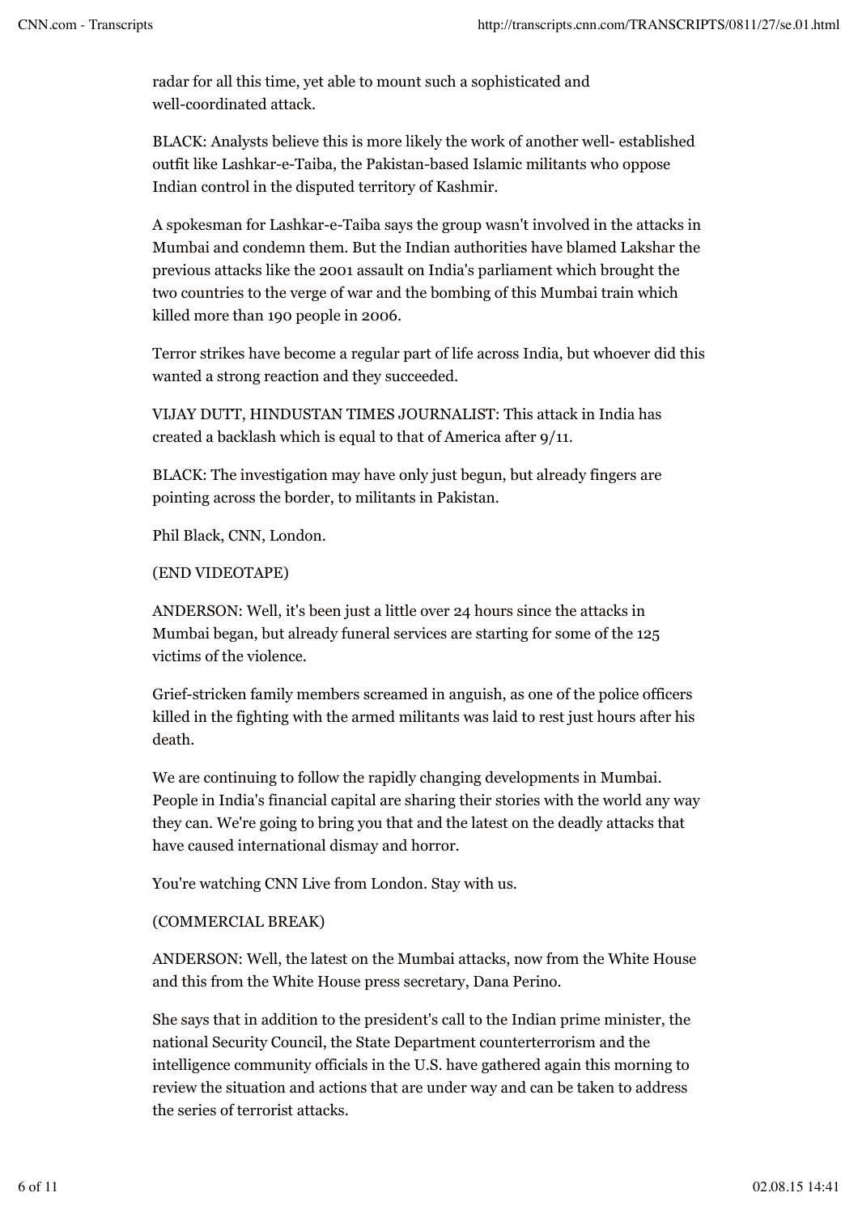radar for all this time, yet able to mount such a sophisticated and well-coordinated attack.

BLACK: Analysts believe this is more likely the work of another well- established outfit like Lashkar-e-Taiba, the Pakistan-based Islamic militants who oppose Indian control in the disputed territory of Kashmir.

A spokesman for Lashkar-e-Taiba says the group wasn't involved in the attacks in Mumbai and condemn them. But the Indian authorities have blamed Lakshar the previous attacks like the 2001 assault on India's parliament which brought the two countries to the verge of war and the bombing of this Mumbai train which killed more than 190 people in 2006.

Terror strikes have become a regular part of life across India, but whoever did this wanted a strong reaction and they succeeded.

VIJAY DUTT, HINDUSTAN TIMES JOURNALIST: This attack in India has created a backlash which is equal to that of America after 9/11.

BLACK: The investigation may have only just begun, but already fingers are pointing across the border, to militants in Pakistan.

Phil Black, CNN, London.

(END VIDEOTAPE)

ANDERSON: Well, it's been just a little over 24 hours since the attacks in Mumbai began, but already funeral services are starting for some of the 125 victims of the violence.

Grief-stricken family members screamed in anguish, as one of the police officers killed in the fighting with the armed militants was laid to rest just hours after his death.

We are continuing to follow the rapidly changing developments in Mumbai. People in India's financial capital are sharing their stories with the world any way they can. We're going to bring you that and the latest on the deadly attacks that have caused international dismay and horror.

You're watching CNN Live from London. Stay with us.

(COMMERCIAL BREAK)

ANDERSON: Well, the latest on the Mumbai attacks, now from the White House and this from the White House press secretary, Dana Perino.

She says that in addition to the president's call to the Indian prime minister, the national Security Council, the State Department counterterrorism and the intelligence community officials in the U.S. have gathered again this morning to review the situation and actions that are under way and can be taken to address the series of terrorist attacks.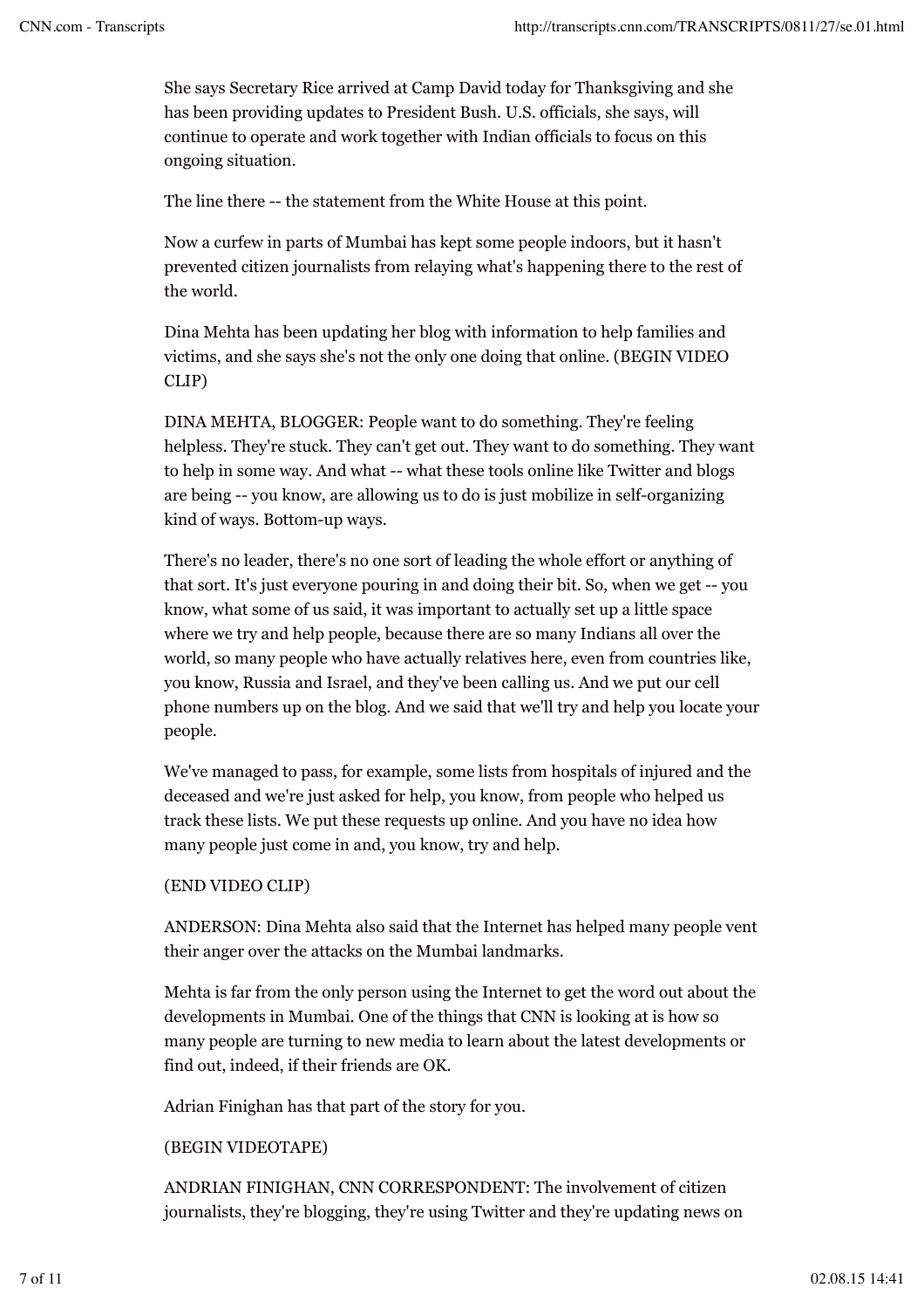She says Secretary Rice arrived at Camp David today for Thanksgiving and she has been providing updates to President Bush. U.S. officials, she says, will continue to operate and work together with Indian officials to focus on this ongoing situation.

The line there -- the statement from the White House at this point.

Now a curfew in parts of Mumbai has kept some people indoors, but it hasn't prevented citizen journalists from relaying what's happening there to the rest of the world.

Dina Mehta has been updating her blog with information to help families and victims, and she says she's not the only one doing that online. (BEGIN VIDEO CLIP)

DINA MEHTA, BLOGGER: People want to do something. They're feeling helpless. They're stuck. They can't get out. They want to do something. They want to help in some way. And what -- what these tools online like Twitter and blogs are being -- you know, are allowing us to do is just mobilize in self-organizing kind of ways. Bottom-up ways.

There's no leader, there's no one sort of leading the whole effort or anything of that sort. It's just everyone pouring in and doing their bit. So, when we get -- you know, what some of us said, it was important to actually set up a little space where we try and help people, because there are so many Indians all over the world, so many people who have actually relatives here, even from countries like, you know, Russia and Israel, and they've been calling us. And we put our cell phone numbers up on the blog. And we said that we'll try and help you locate your people.

We've managed to pass, for example, some lists from hospitals of injured and the deceased and we're just asked for help, you know, from people who helped us track these lists. We put these requests up online. And you have no idea how many people just come in and, you know, try and help.

(END VIDEO CLIP)

ANDERSON: Dina Mehta also said that the Internet has helped many people vent their anger over the attacks on the Mumbai landmarks.

Mehta is far from the only person using the Internet to get the word out about the developments in Mumbai. One of the things that CNN is looking at is how so many people are turning to new media to learn about the latest developments or find out, indeed, if their friends are OK.

Adrian Finighan has that part of the story for you.

(BEGIN VIDEOTAPE)

ANDRIAN FINIGHAN, CNN CORRESPONDENT: The involvement of citizen journalists, they're blogging, they're using Twitter and they're updating news on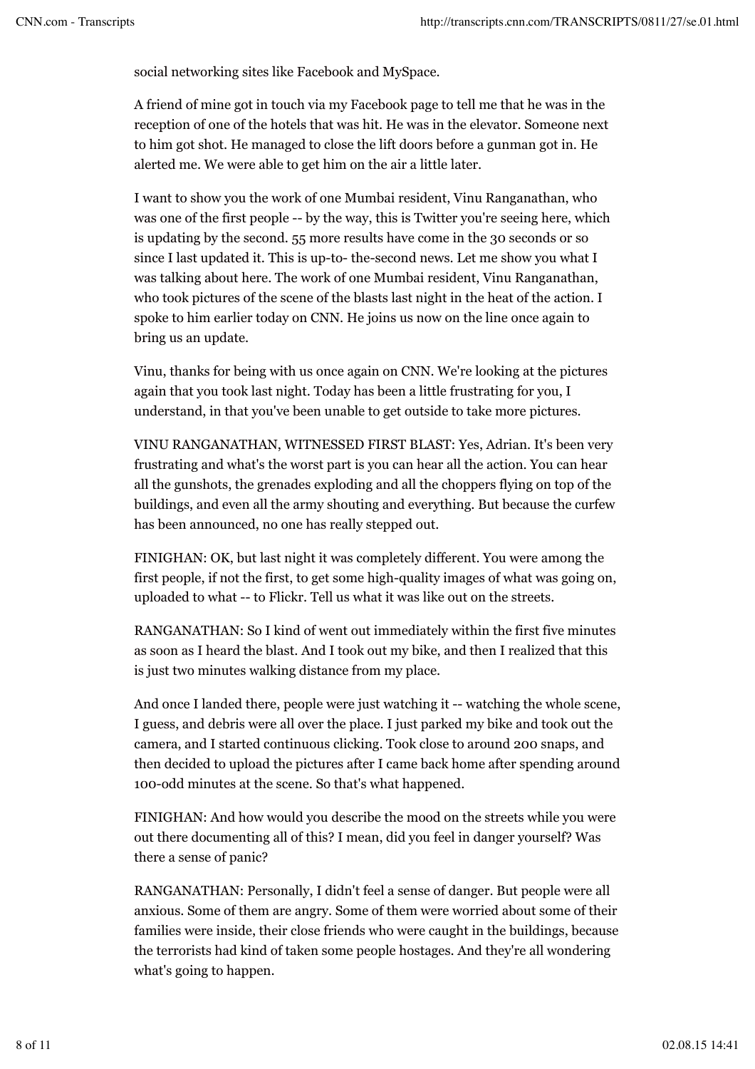social networking sites like Facebook and MySpace.

A friend of mine got in touch via my Facebook page to tell me that he was in the reception of one of the hotels that was hit. He was in the elevator. Someone next to him got shot. He managed to close the lift doors before a gunman got in. He alerted me. We were able to get him on the air a little later.

I want to show you the work of one Mumbai resident, Vinu Ranganathan, who was one of the first people -- by the way, this is Twitter you're seeing here, which is updating by the second. 55 more results have come in the 30 seconds or so since I last updated it. This is up-to- the-second news. Let me show you what I was talking about here. The work of one Mumbai resident, Vinu Ranganathan, who took pictures of the scene of the blasts last night in the heat of the action. I spoke to him earlier today on CNN. He joins us now on the line once again to bring us an update.

Vinu, thanks for being with us once again on CNN. We're looking at the pictures again that you took last night. Today has been a little frustrating for you, I understand, in that you've been unable to get outside to take more pictures.

VINU RANGANATHAN, WITNESSED FIRST BLAST: Yes, Adrian. It's been very frustrating and what's the worst part is you can hear all the action. You can hear all the gunshots, the grenades exploding and all the choppers flying on top of the buildings, and even all the army shouting and everything. But because the curfew has been announced, no one has really stepped out.

FINIGHAN: OK, but last night it was completely different. You were among the first people, if not the first, to get some high-quality images of what was going on, uploaded to what -- to Flickr. Tell us what it was like out on the streets.

RANGANATHAN: So I kind of went out immediately within the first five minutes as soon as I heard the blast. And I took out my bike, and then I realized that this is just two minutes walking distance from my place.

And once I landed there, people were just watching it -- watching the whole scene, I guess, and debris were all over the place. I just parked my bike and took out the camera, and I started continuous clicking. Took close to around 200 snaps, and then decided to upload the pictures after I came back home after spending around 100-odd minutes at the scene. So that's what happened.

FINIGHAN: And how would you describe the mood on the streets while you were out there documenting all of this? I mean, did you feel in danger yourself? Was there a sense of panic?

RANGANATHAN: Personally, I didn't feel a sense of danger. But people were all anxious. Some of them are angry. Some of them were worried about some of their families were inside, their close friends who were caught in the buildings, because the terrorists had kind of taken some people hostages. And they're all wondering what's going to happen.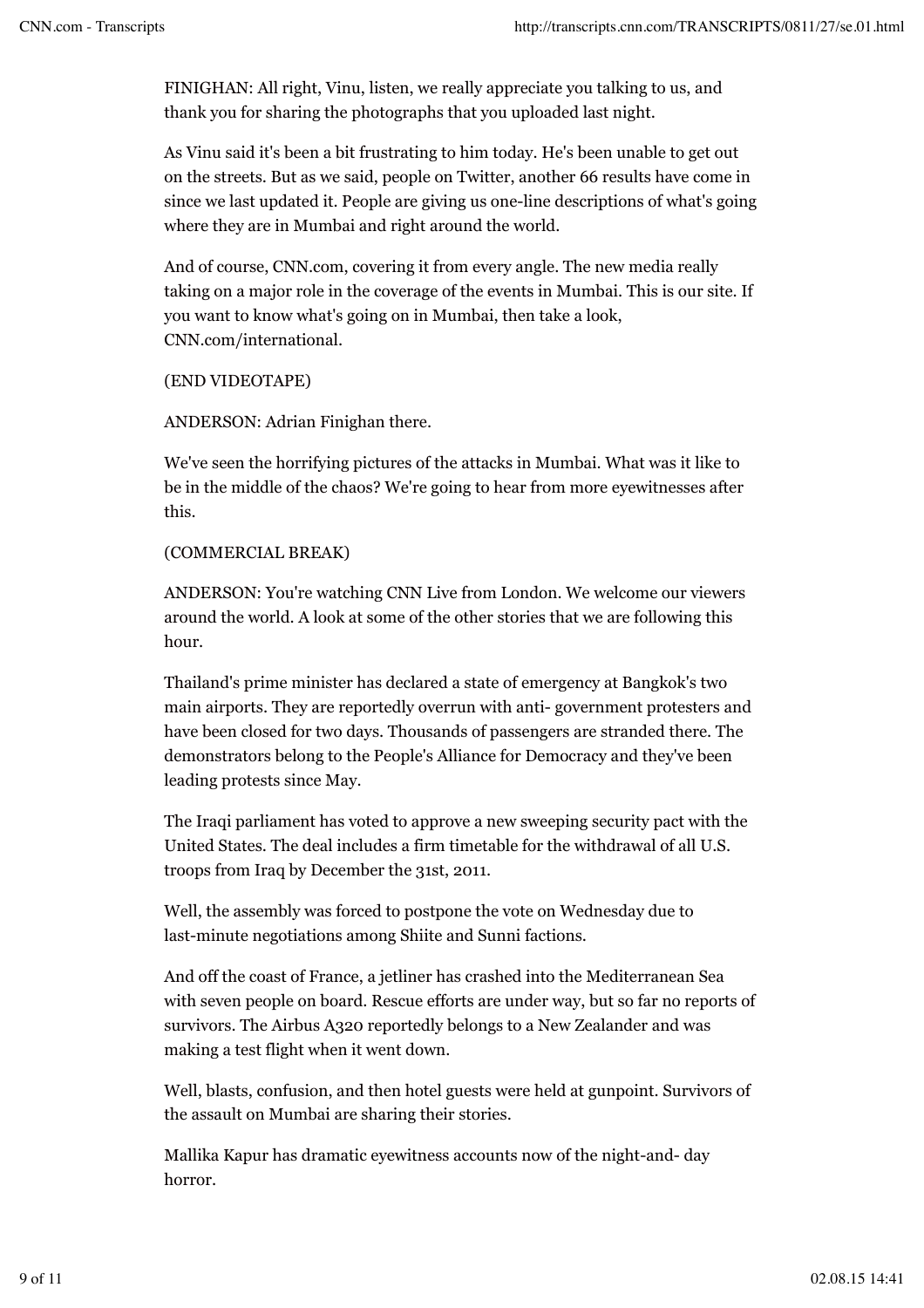FINIGHAN: All right, Vinu, listen, we really appreciate you talking to us, and thank you for sharing the photographs that you uploaded last night.

As Vinu said it's been a bit frustrating to him today. He's been unable to get out on the streets. But as we said, people on Twitter, another 66 results have come in since we last updated it. People are giving us one-line descriptions of what's going where they are in Mumbai and right around the world.

And of course, CNN.com, covering it from every angle. The new media really taking on a major role in the coverage of the events in Mumbai. This is our site. If you want to know what's going on in Mumbai, then take a look, CNN.com/international.

(END VIDEOTAPE)

ANDERSON: Adrian Finighan there.

We've seen the horrifying pictures of the attacks in Mumbai. What was it like to be in the middle of the chaos? We're going to hear from more eyewitnesses after this.

(COMMERCIAL BREAK)

ANDERSON: You're watching CNN Live from London. We welcome our viewers around the world. A look at some of the other stories that we are following this hour.

Thailand's prime minister has declared a state of emergency at Bangkok's two main airports. They are reportedly overrun with anti- government protesters and have been closed for two days. Thousands of passengers are stranded there. The demonstrators belong to the People's Alliance for Democracy and they've been leading protests since May.

The Iraqi parliament has voted to approve a new sweeping security pact with the United States. The deal includes a firm timetable for the withdrawal of all U.S. troops from Iraq by December the 31st, 2011.

Well, the assembly was forced to postpone the vote on Wednesday due to last-minute negotiations among Shiite and Sunni factions.

And off the coast of France, a jetliner has crashed into the Mediterranean Sea with seven people on board. Rescue efforts are under way, but so far no reports of survivors. The Airbus A320 reportedly belongs to a New Zealander and was making a test flight when it went down.

Well, blasts, confusion, and then hotel guests were held at gunpoint. Survivors of the assault on Mumbai are sharing their stories.

Mallika Kapur has dramatic eyewitness accounts now of the night-and- day horror.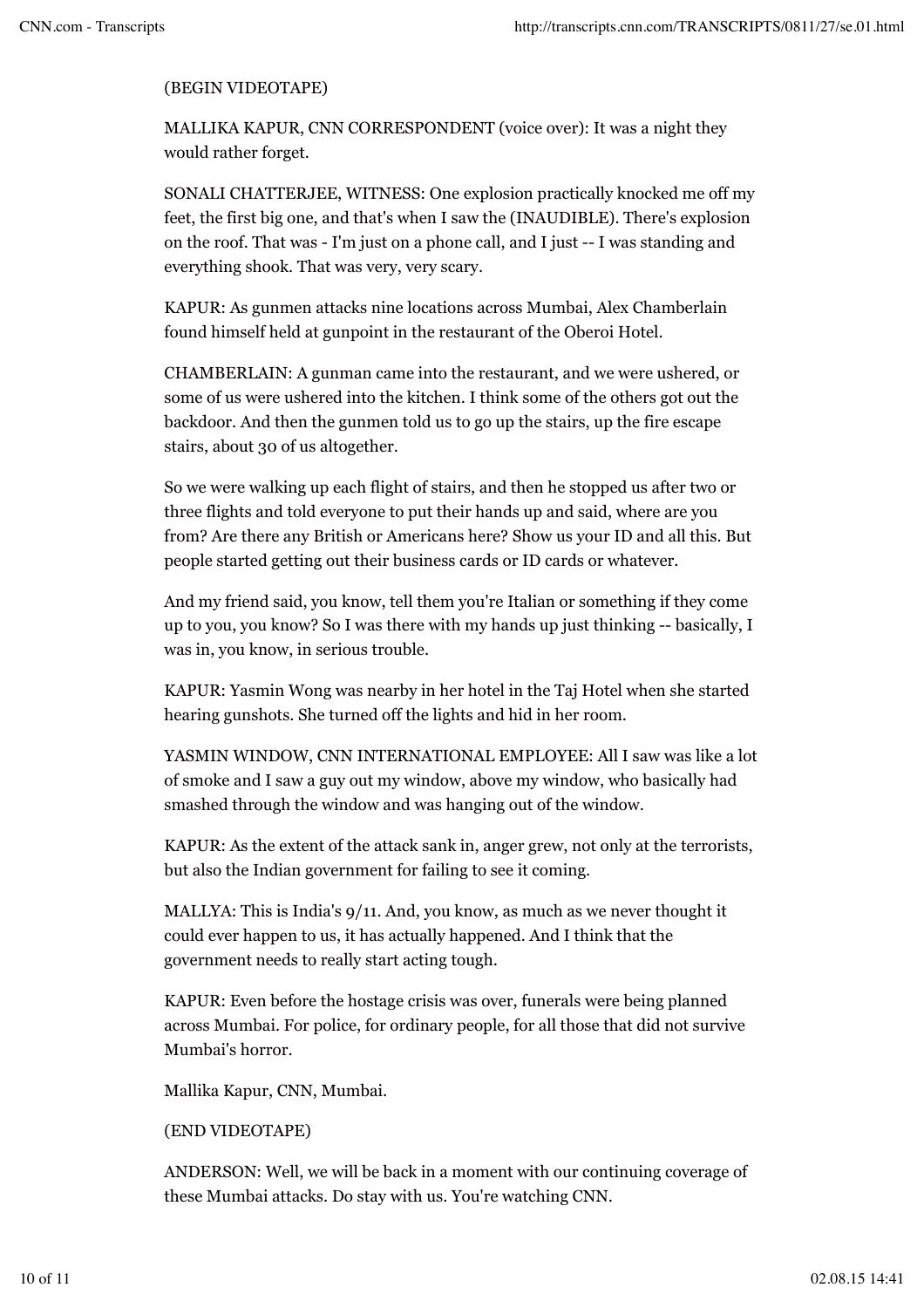(BEGIN VIDEOTAPE)

MALLIKA KAPUR, CNN CORRESPONDENT (voice over): It was a night they would rather forget.

SONALI CHATTERJEE, WITNESS: One explosion practically knocked me off my feet, the first big one, and that's when I saw the (INAUDIBLE). There's explosion on the roof. That was - I'm just on a phone call, and I just -- I was standing and everything shook. That was very, very scary.

KAPUR: As gunmen attacks nine locations across Mumbai, Alex Chamberlain found himself held at gunpoint in the restaurant of the Oberoi Hotel.

CHAMBERLAIN: A gunman came into the restaurant, and we were ushered, or some of us were ushered into the kitchen. I think some of the others got out the backdoor. And then the gunmen told us to go up the stairs, up the fire escape stairs, about 30 of us altogether.

So we were walking up each flight of stairs, and then he stopped us after two or three flights and told everyone to put their hands up and said, where are you from? Are there any British or Americans here? Show us your ID and all this. But people started getting out their business cards or ID cards or whatever.

And my friend said, you know, tell them you're Italian or something if they come up to you, you know? So I was there with my hands up just thinking -- basically, I was in, you know, in serious trouble.

KAPUR: Yasmin Wong was nearby in her hotel in the Taj Hotel when she started hearing gunshots. She turned off the lights and hid in her room.

YASMIN WINDOW, CNN INTERNATIONAL EMPLOYEE: All I saw was like a lot of smoke and I saw a guy out my window, above my window, who basically had smashed through the window and was hanging out of the window.

KAPUR: As the extent of the attack sank in, anger grew, not only at the terrorists, but also the Indian government for failing to see it coming.

MALLYA: This is India's 9/11. And, you know, as much as we never thought it could ever happen to us, it has actually happened. And I think that the government needs to really start acting tough.

KAPUR: Even before the hostage crisis was over, funerals were being planned across Mumbai. For police, for ordinary people, for all those that did not survive Mumbai's horror.

Mallika Kapur, CNN, Mumbai.

(END VIDEOTAPE)

ANDERSON: Well, we will be back in a moment with our continuing coverage of these Mumbai attacks. Do stay with us. You're watching CNN.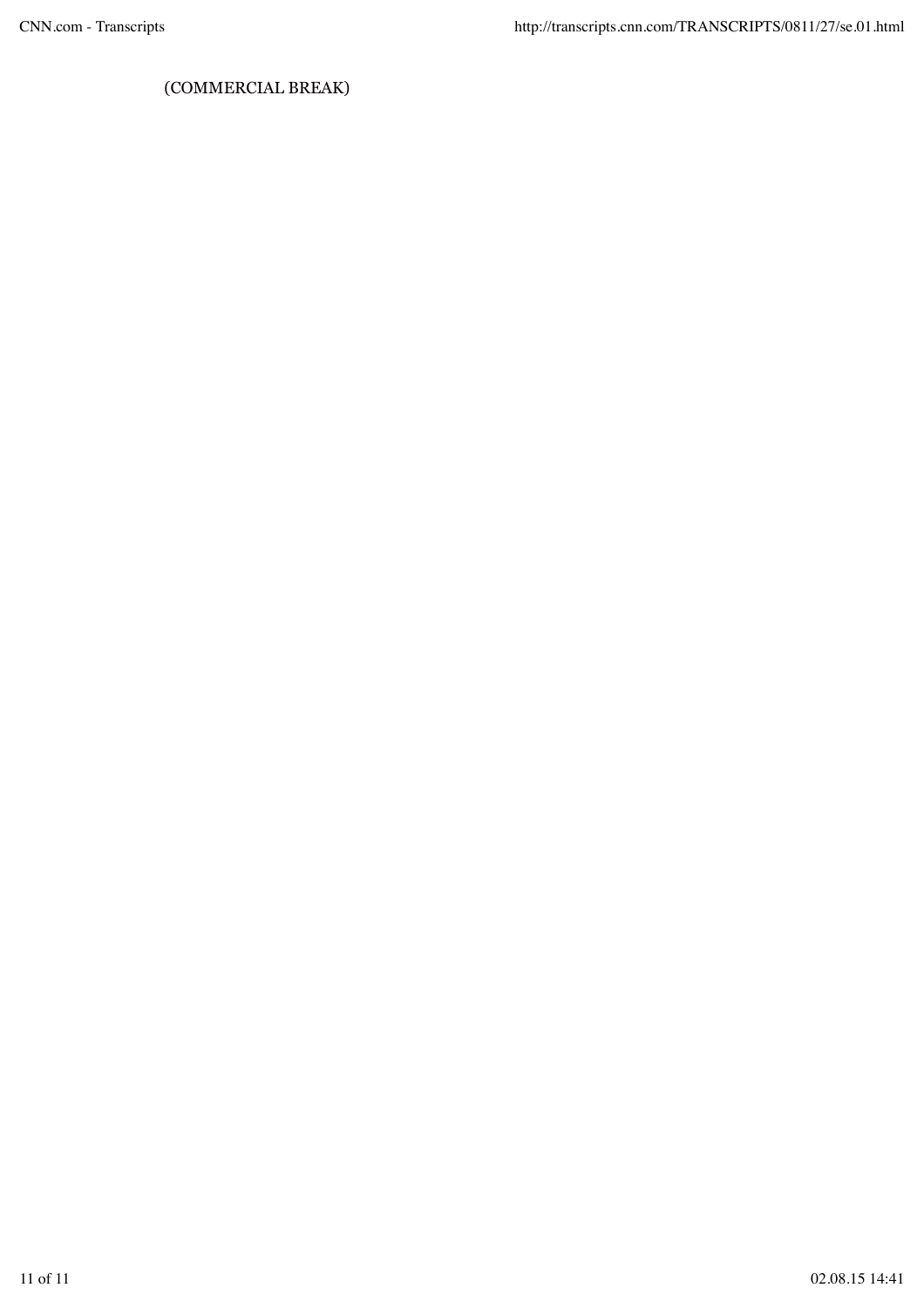(COMMERCIAL BREAK)